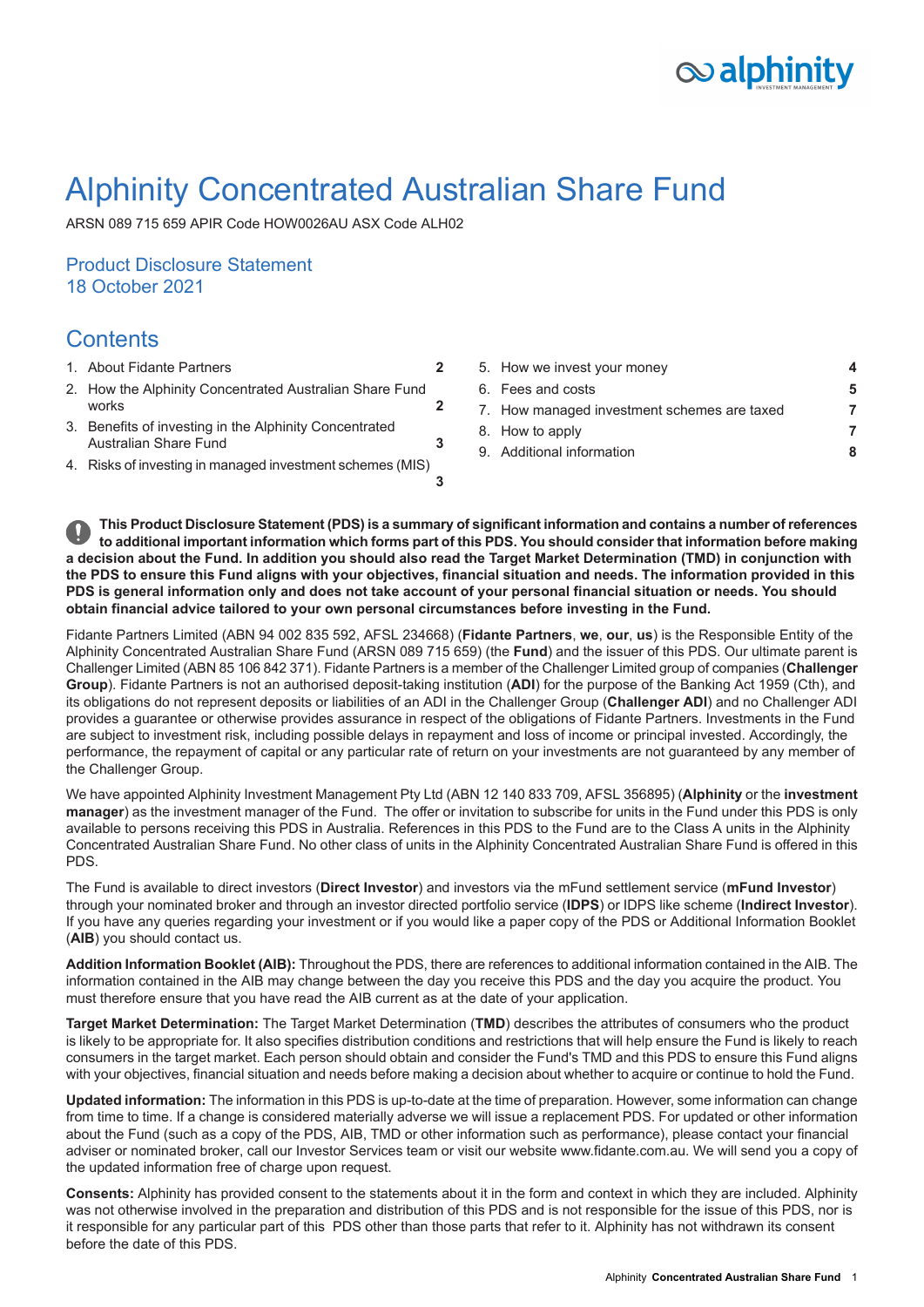# Alphinity Concentrated Australian Share Fund

ARSN 089 715 659 APIR Code HOW0026AU ASX Code ALH02

## Product Disclosure Statement
## 18 October 2021

## Contents

| | |
|---|---|
| 1. About Fidante Partners | 2 |
| 2. How the Alphinity Concentrated Australian Share Fund works | 2 |
| 3. Benefits of investing in the Alphinity Concentrated Australian Share Fund | 3 |
| 4. Risks of investing in managed investment schemes (MIS) | 3 |
| 5. How we invest your money | 4 |
| 6. Fees and costs | 5 |
| 7. How managed investment schemes are taxed | 7 |
| 8. How to apply | 7 |
| 9. Additional information | 8 |

**This Product Disclosure Statement (PDS) is a summary of significant information and contains a number of references to additional important information which forms part of this PDS. You should consider that information before making a decision about the Fund. In addition you should also read the Target Market Determination (TMD) in conjunction with the PDS to ensure this Fund aligns with your objectives, financial situation and needs. The information provided in this PDS is general information only and does not take account of your personal financial situation or needs. You should obtain financial advice tailored to your own personal circumstances before investing in the Fund.**

Fidante Partners Limited (ABN 94 002 835 592, AFSL 234668) (**Fidante Partners**, **we**, **our**, **us**) is the Responsible Entity of the Alphinity Concentrated Australian Share Fund (ARSN 089 715 659) (the **Fund**) and the issuer of this PDS. Our ultimate parent is Challenger Limited (ABN 85 106 842 371). Fidante Partners is a member of the Challenger Limited group of companies (**Challenger Group**). Fidante Partners is not an authorised deposit-taking institution (**ADI**) for the purpose of the Banking Act 1959 (Cth), and its obligations do not represent deposits or liabilities of an ADI in the Challenger Group (**Challenger ADI**) and no Challenger ADI provides a guarantee or otherwise provides assurance in respect of the obligations of Fidante Partners. Investments in the Fund are subject to investment risk, including possible delays in repayment and loss of income or principal invested. Accordingly, the performance, the repayment of capital or any particular rate of return on your investments are not guaranteed by any member of the Challenger Group.

We have appointed Alphinity Investment Management Pty Ltd (ABN 12 140 833 709, AFSL 356895) (**Alphinity** or the **investment manager**) as the investment manager of the Fund. The offer or invitation to subscribe for units in the Fund under this PDS is only available to persons receiving this PDS in Australia. References in this PDS to the Fund are to the Class A units in the Alphinity Concentrated Australian Share Fund. No other class of units in the Alphinity Concentrated Australian Share Fund is offered in this PDS.

The Fund is available to direct investors (**Direct Investor**) and investors via the mFund settlement service (**mFund Investor**) through your nominated broker and through an investor directed portfolio service (**IDPS**) or IDPS like scheme (**Indirect Investor**). If you have any queries regarding your investment or if you would like a paper copy of the PDS or Additional Information Booklet (**AIB**) you should contact us.

**Addition Information Booklet (AIB):** Throughout the PDS, there are references to additional information contained in the AIB. The information contained in the AIB may change between the day you receive this PDS and the day you acquire the product. You must therefore ensure that you have read the AIB current as at the date of your application.

**Target Market Determination:** The Target Market Determination (**TMD**) describes the attributes of consumers who the product is likely to be appropriate for. It also specifies distribution conditions and restrictions that will help ensure the Fund is likely to reach consumers in the target market. Each person should obtain and consider the Fund's TMD and this PDS to ensure this Fund aligns with your objectives, financial situation and needs before making a decision about whether to acquire or continue to hold the Fund.

**Updated information:** The information in this PDS is up-to-date at the time of preparation. However, some information can change from time to time. If a change is considered materially adverse we will issue a replacement PDS. For updated or other information about the Fund (such as a copy of the PDS, AIB, TMD or other information such as performance), please contact your financial adviser or nominated broker, call our Investor Services team or visit our website www.fidante.com.au. We will send you a copy of the updated information free of charge upon request.

**Consents:** Alphinity has provided consent to the statements about it in the form and context in which they are included. Alphinity was not otherwise involved in the preparation and distribution of this PDS and is not responsible for the issue of this PDS, nor is it responsible for any particular part of this PDS other than those parts that refer to it. Alphinity has not withdrawn its consent before the date of this PDS.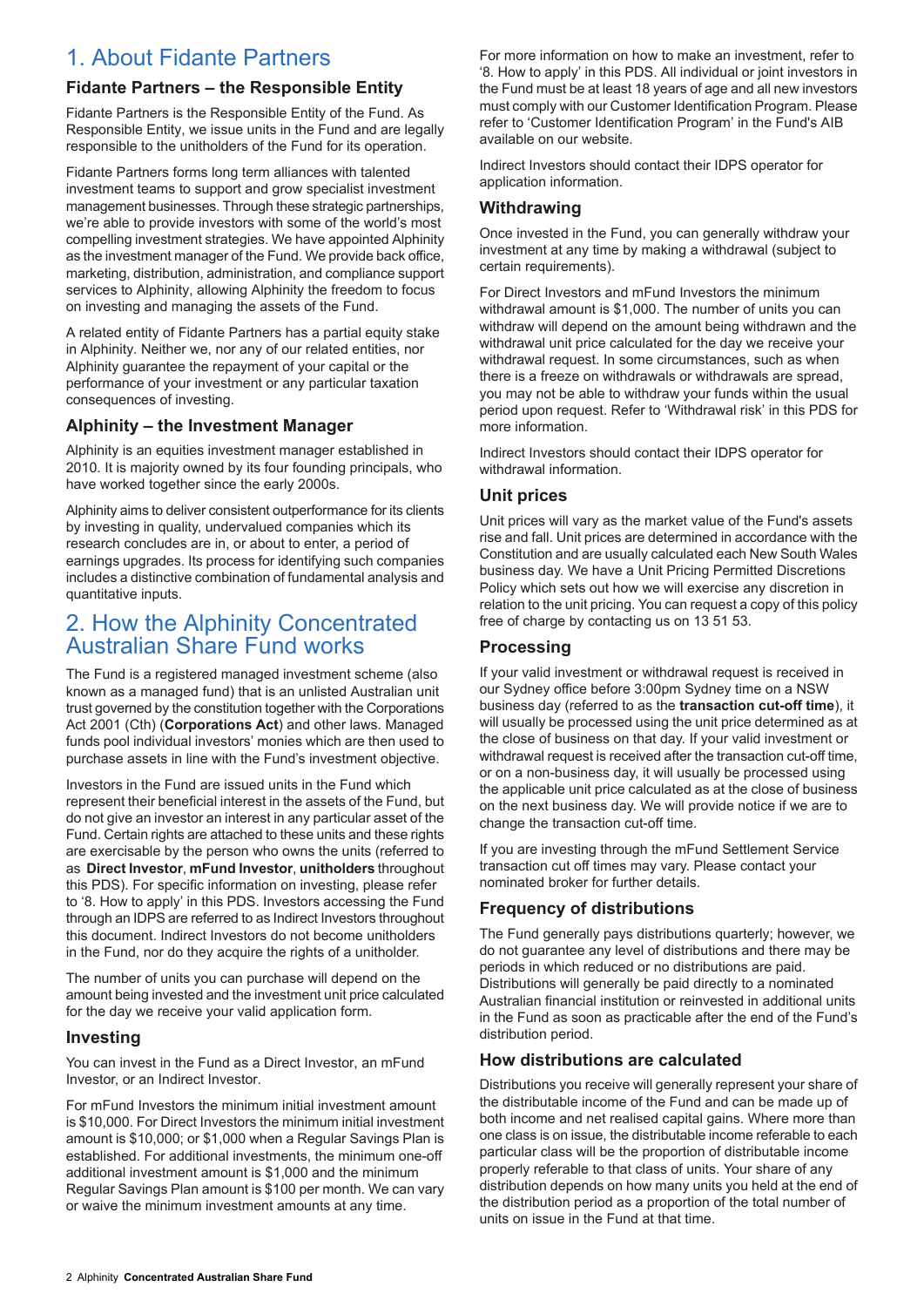# 1. About Fidante Partners

### Fidante Partners – the Responsible Entity

Fidante Partners is the Responsible Entity of the Fund. As Responsible Entity, we issue units in the Fund and are legally responsible to the unitholders of the Fund for its operation.

Fidante Partners forms long term alliances with talented investment teams to support and grow specialist investment management businesses. Through these strategic partnerships, we're able to provide investors with some of the world's most compelling investment strategies. We have appointed Alphinity as the investment manager of the Fund. We provide back office, marketing, distribution, administration, and compliance support services to Alphinity, allowing Alphinity the freedom to focus on investing and managing the assets of the Fund.

A related entity of Fidante Partners has a partial equity stake in Alphinity. Neither we, nor any of our related entities, nor Alphinity guarantee the repayment of your capital or the performance of your investment or any particular taxation consequences of investing.

### Alphinity – the Investment Manager

Alphinity is an equities investment manager established in 2010. It is majority owned by its four founding principals, who have worked together since the early 2000s.

Alphinity aims to deliver consistent outperformance for its clients by investing in quality, undervalued companies which its research concludes are in, or about to enter, a period of earnings upgrades. Its process for identifying such companies includes a distinctive combination of fundamental analysis and quantitative inputs.

# 2. How the Alphinity Concentrated Australian Share Fund works

The Fund is a registered managed investment scheme (also known as a managed fund) that is an unlisted Australian unit trust governed by the constitution together with the Corporations Act 2001 (Cth) (**Corporations Act**) and other laws. Managed funds pool individual investors' monies which are then used to purchase assets in line with the Fund's investment objective.

Investors in the Fund are issued units in the Fund which represent their beneficial interest in the assets of the Fund, but do not give an investor an interest in any particular asset of the Fund. Certain rights are attached to these units and these rights are exercisable by the person who owns the units (referred to as **Direct Investor**, **mFund Investor**, **unitholders** throughout this PDS). For specific information on investing, please refer to '8. How to apply' in this PDS. Investors accessing the Fund through an IDPS are referred to as Indirect Investors throughout this document. Indirect Investors do not become unitholders in the Fund, nor do they acquire the rights of a unitholder.

The number of units you can purchase will depend on the amount being invested and the investment unit price calculated for the day we receive your valid application form.

### Investing

You can invest in the Fund as a Direct Investor, an mFund Investor, or an Indirect Investor.

For mFund Investors the minimum initial investment amount is $10,000. For Direct Investors the minimum initial investment amount is $10,000; or $1,000 when a Regular Savings Plan is established. For additional investments, the minimum one-off additional investment amount is $1,000 and the minimum Regular Savings Plan amount is $100 per month. We can vary or waive the minimum investment amounts at any time.

For more information on how to make an investment, refer to '8. How to apply' in this PDS. All individual or joint investors in the Fund must be at least 18 years of age and all new investors must comply with our Customer Identification Program. Please refer to 'Customer Identification Program' in the Fund's AIB available on our website.

Indirect Investors should contact their IDPS operator for application information.

### Withdrawing

Once invested in the Fund, you can generally withdraw your investment at any time by making a withdrawal (subject to certain requirements).

For Direct Investors and mFund Investors the minimum withdrawal amount is $1,000. The number of units you can withdraw will depend on the amount being withdrawn and the withdrawal unit price calculated for the day we receive your withdrawal request. In some circumstances, such as when there is a freeze on withdrawals or withdrawals are spread, you may not be able to withdraw your funds within the usual period upon request. Refer to 'Withdrawal risk' in this PDS for more information.

Indirect Investors should contact their IDPS operator for withdrawal information.

### Unit prices

Unit prices will vary as the market value of the Fund's assets rise and fall. Unit prices are determined in accordance with the Constitution and are usually calculated each New South Wales business day. We have a Unit Pricing Permitted Discretions Policy which sets out how we will exercise any discretion in relation to the unit pricing. You can request a copy of this policy free of charge by contacting us on 13 51 53.

### Processing

If your valid investment or withdrawal request is received in our Sydney office before 3:00pm Sydney time on a NSW business day (referred to as the **transaction cut-off time**), it will usually be processed using the unit price determined as at the close of business on that day. If your valid investment or withdrawal request is received after the transaction cut-off time, or on a non-business day, it will usually be processed using the applicable unit price calculated as at the close of business on the next business day. We will provide notice if we are to change the transaction cut-off time.

If you are investing through the mFund Settlement Service transaction cut off times may vary. Please contact your nominated broker for further details.

### Frequency of distributions

The Fund generally pays distributions quarterly; however, we do not guarantee any level of distributions and there may be periods in which reduced or no distributions are paid. Distributions will generally be paid directly to a nominated Australian financial institution or reinvested in additional units in the Fund as soon as practicable after the end of the Fund's distribution period.

### How distributions are calculated

Distributions you receive will generally represent your share of the distributable income of the Fund and can be made up of both income and net realised capital gains. Where more than one class is on issue, the distributable income referable to each particular class will be the proportion of distributable income properly referable to that class of units. Your share of any distribution depends on how many units you held at the end of the distribution period as a proportion of the total number of units on issue in the Fund at that time.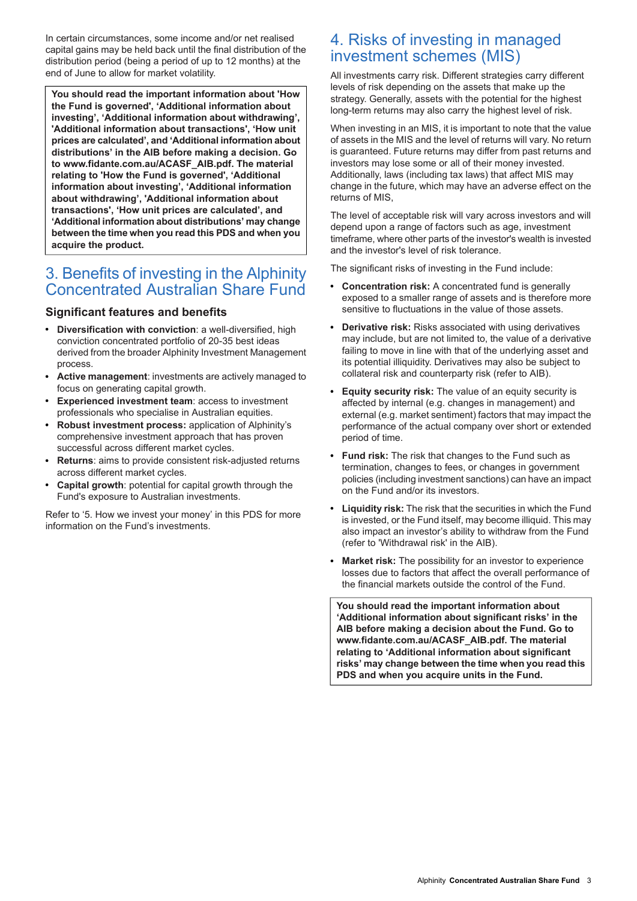In certain circumstances, some income and/or net realised capital gains may be held back until the final distribution of the distribution period (being a period of up to 12 months) at the end of June to allow for market volatility.

**You should read the important information about 'How the Fund is governed', 'Additional information about investing', 'Additional information about withdrawing', 'Additional information about transactions', 'How unit prices are calculated', and 'Additional information about distributions' in the AIB before making a decision. Go to www.fidante.com.au/ACASF_AIB.pdf. The material relating to 'How the Fund is governed', 'Additional information about investing', 'Additional information about withdrawing', 'Additional information about transactions', 'How unit prices are calculated', and 'Additional information about distributions' may change between the time when you read this PDS and when you acquire the product.**

# 3. Benefits of investing in the Alphinity Concentrated Australian Share Fund

## Significant features and benefits

- **Diversification with conviction**: a well-diversified, high conviction concentrated portfolio of 20-35 best ideas derived from the broader Alphinity Investment Management process.
- **Active management**: investments are actively managed to focus on generating capital growth.
- **Experienced investment team**: access to investment professionals who specialise in Australian equities.
- **Robust investment process:** application of Alphinity's comprehensive investment approach that has proven successful across different market cycles.
- **Returns**: aims to provide consistent risk-adjusted returns across different market cycles.
- **Capital growth**: potential for capital growth through the Fund's exposure to Australian investments.

Refer to '5. How we invest your money' in this PDS for more information on the Fund's investments.

# 4. Risks of investing in managed investment schemes (MIS)

All investments carry risk. Different strategies carry different levels of risk depending on the assets that make up the strategy. Generally, assets with the potential for the highest long-term returns may also carry the highest level of risk.

When investing in an MIS, it is important to note that the value of assets in the MIS and the level of returns will vary. No return is guaranteed. Future returns may differ from past returns and investors may lose some or all of their money invested. Additionally, laws (including tax laws) that affect MIS may change in the future, which may have an adverse effect on the returns of MIS,

The level of acceptable risk will vary across investors and will depend upon a range of factors such as age, investment timeframe, where other parts of the investor's wealth is invested and the investor's level of risk tolerance.

The significant risks of investing in the Fund include:

- **Concentration risk:** A concentrated fund is generally exposed to a smaller range of assets and is therefore more sensitive to fluctuations in the value of those assets.
- **Derivative risk:** Risks associated with using derivatives may include, but are not limited to, the value of a derivative failing to move in line with that of the underlying asset and its potential illiquidity. Derivatives may also be subject to collateral risk and counterparty risk (refer to AIB).
- **Equity security risk:** The value of an equity security is affected by internal (e.g. changes in management) and external (e.g. market sentiment) factors that may impact the performance of the actual company over short or extended period of time.
- **Fund risk:** The risk that changes to the Fund such as termination, changes to fees, or changes in government policies (including investment sanctions) can have an impact on the Fund and/or its investors.
- **Liquidity risk:** The risk that the securities in which the Fund is invested, or the Fund itself, may become illiquid. This may also impact an investor's ability to withdraw from the Fund (refer to 'Withdrawal risk' in the AIB).
- **Market risk:** The possibility for an investor to experience losses due to factors that affect the overall performance of the financial markets outside the control of the Fund.

**You should read the important information about 'Additional information about significant risks' in the AIB before making a decision about the Fund. Go to www.fidante.com.au/ACASF_AIB.pdf. The material relating to 'Additional information about significant risks' may change between the time when you read this PDS and when you acquire units in the Fund.**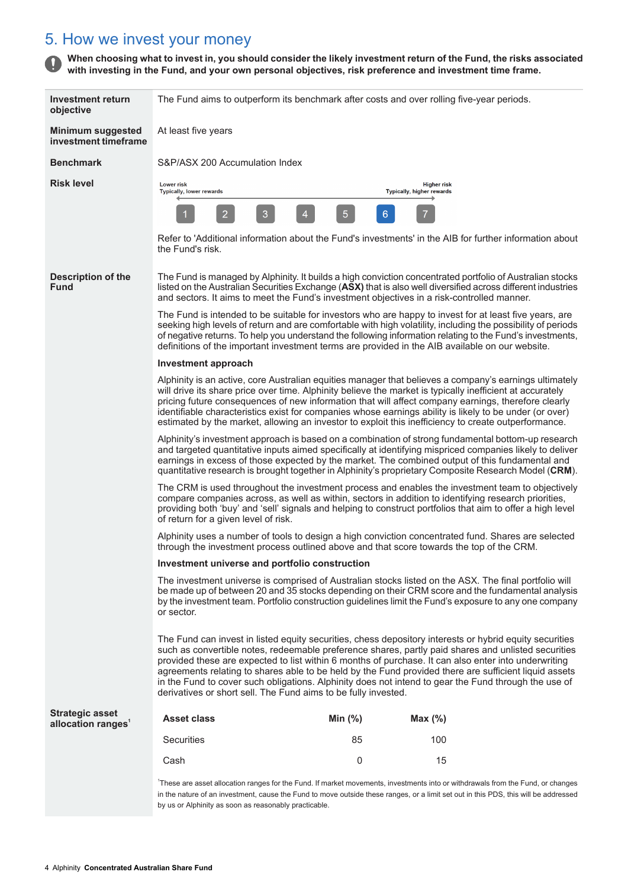# 5. How we invest your money

**When choosing what to invest in, you should consider the likely investment return of the Fund, the risks associated with investing in the Fund, and your own personal objectives, risk preference and investment time frame.**

**Investment return objective**

The Fund aims to outperform its benchmark after costs and over rolling five-year periods.

**Minimum suggested investment timeframe**

At least five years

**Benchmark**

S&P/ASX 200 Accumulation Index

**Risk level**

Lower risk — Typically, lower rewards ← → Higher risk — Typically, higher rewards

1 | 2 | 3 | 4 | 5 | **6** | 7

Refer to 'Additional information about the Fund's investments' in the AIB for further information about the Fund's risk.

**Description of the Fund**

The Fund is managed by Alphinity. It builds a high conviction concentrated portfolio of Australian stocks listed on the Australian Securities Exchange (**ASX**) that is also well diversified across different industries and sectors. It aims to meet the Fund's investment objectives in a risk-controlled manner.

The Fund is intended to be suitable for investors who are happy to invest for at least five years, are seeking high levels of return and are comfortable with high volatility, including the possibility of periods of negative returns. To help you understand the following information relating to the Fund's investments, definitions of the important investment terms are provided in the AIB available on our website.

**Investment approach**

Alphinity is an active, core Australian equities manager that believes a company's earnings ultimately will drive its share price over time. Alphinity believe the market is typically inefficient at accurately pricing future consequences of new information that will affect company earnings, therefore clearly identifiable characteristics exist for companies whose earnings ability is likely to be under (or over) estimated by the market, allowing an investor to exploit this inefficiency to create outperformance.

Alphinity's investment approach is based on a combination of strong fundamental bottom-up research and targeted quantitative inputs aimed specifically at identifying mispriced companies likely to deliver earnings in excess of those expected by the market. The combined output of this fundamental and quantitative research is brought together in Alphinity's proprietary Composite Research Model (**CRM**).

The CRM is used throughout the investment process and enables the investment team to objectively compare companies across, as well as within, sectors in addition to identifying research priorities, providing both 'buy' and 'sell' signals and helping to construct portfolios that aim to offer a high level of return for a given level of risk.

Alphinity uses a number of tools to design a high conviction concentrated fund. Shares are selected through the investment process outlined above and that score towards the top of the CRM.

**Investment universe and portfolio construction**

The investment universe is comprised of Australian stocks listed on the ASX. The final portfolio will be made up of between 20 and 35 stocks depending on their CRM score and the fundamental analysis by the investment team. Portfolio construction guidelines limit the Fund's exposure to any one company or sector.

The Fund can invest in listed equity securities, chess depository interests or hybrid equity securities such as convertible notes, redeemable preference shares, partly paid shares and unlisted securities provided these are expected to list within 6 months of purchase. It can also enter into underwriting agreements relating to shares able to be held by the Fund provided there are sufficient liquid assets in the Fund to cover such obligations. Alphinity does not intend to gear the Fund through the use of derivatives or short sell. The Fund aims to be fully invested.

**Strategic asset allocation ranges**[1]

| Asset class | Min (%) | Max (%) |
|---|---|---|
| Securities | 85 | 100 |
| Cash | 0 | 15 |

[1] These are asset allocation ranges for the Fund. If market movements, investments into or withdrawals from the Fund, or changes in the nature of an investment, cause the Fund to move outside these ranges, or a limit set out in this PDS, this will be addressed by us or Alphinity as soon as reasonably practicable.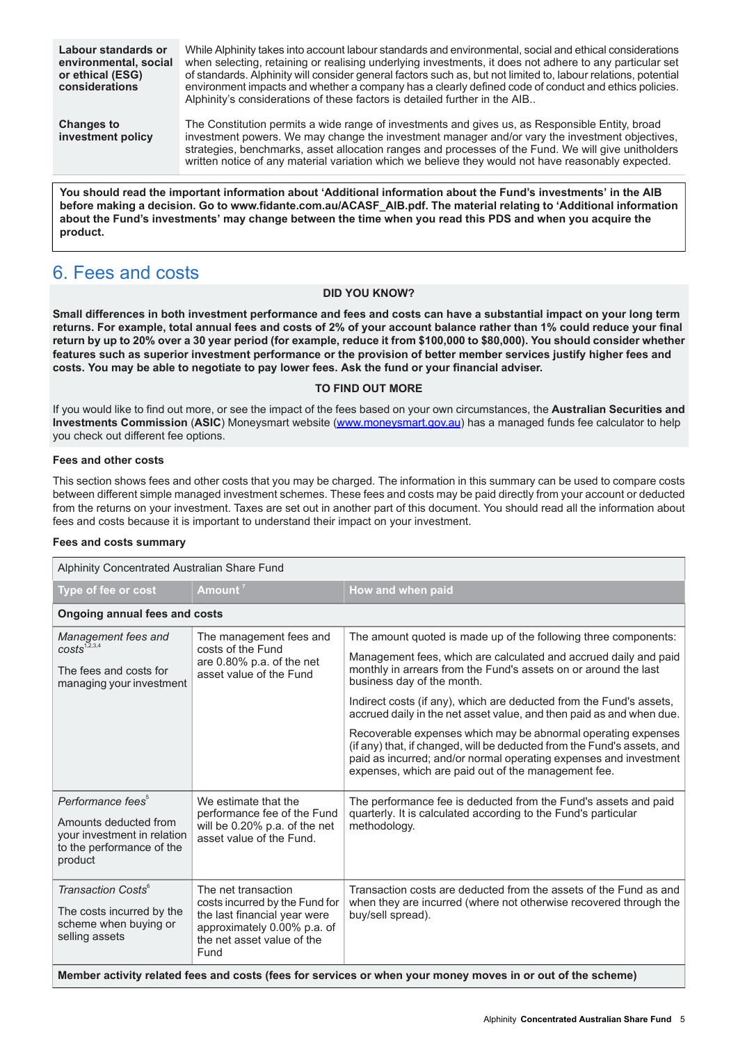| | |
|---|---|
| **Labour standards or environmental, social or ethical (ESG) considerations** | While Alphinity takes into account labour standards and environmental, social and ethical considerations when selecting, retaining or realising underlying investments, it does not adhere to any particular set of standards. Alphinity will consider general factors such as, but not limited to, labour relations, potential environment impacts and whether a company has a clearly defined code of conduct and ethics policies. Alphinity's considerations of these factors is detailed further in the AIB.. |
| **Changes to investment policy** | The Constitution permits a wide range of investments and gives us, as Responsible Entity, broad investment powers. We may change the investment manager and/or vary the investment objectives, strategies, benchmarks, asset allocation ranges and processes of the Fund. We will give unitholders written notice of any material variation which we believe they would not have reasonably expected. |

**You should read the important information about 'Additional information about the Fund's investments' in the AIB before making a decision. Go to www.fidante.com.au/ACASF_AIB.pdf. The material relating to 'Additional information about the Fund's investments' may change between the time when you read this PDS and when you acquire the product.**

## 6. Fees and costs

**DID YOU KNOW?**

**Small differences in both investment performance and fees and costs can have a substantial impact on your long term returns. For example, total annual fees and costs of 2% of your account balance rather than 1% could reduce your final return by up to 20% over a 30 year period (for example, reduce it from $100,000 to $80,000). You should consider whether features such as superior investment performance or the provision of better member services justify higher fees and costs. You may be able to negotiate to pay lower fees. Ask the fund or your financial adviser.**

**TO FIND OUT MORE**

If you would like to find out more, or see the impact of the fees based on your own circumstances, the **Australian Securities and Investments Commission** (**ASIC**) Moneysmart website (www.moneysmart.gov.au) has a managed funds fee calculator to help you check out different fee options.

**Fees and other costs**

This section shows fees and other costs that you may be charged. The information in this summary can be used to compare costs between different simple managed investment schemes. These fees and costs may be paid directly from your account or deducted from the returns on your investment. Taxes are set out in another part of this document. You should read all the information about fees and costs because it is important to understand their impact on your investment.

**Fees and costs summary**

| Alphinity Concentrated Australian Share Fund | | |
|---|---|---|
| **Type of fee or cost** | **Amount** [7] | **How and when paid** |
| **Ongoing annual fees and costs** | | |
| *Management fees and costs*[1,2,3,4]<br><br>The fees and costs for managing your investment | The management fees and costs of the Fund are 0.80% p.a. of the net asset value of the Fund | The amount quoted is made up of the following three components:<br><br>Management fees, which are calculated and accrued daily and paid monthly in arrears from the Fund's assets on or around the last business day of the month.<br><br>Indirect costs (if any), which are deducted from the Fund's assets, accrued daily in the net asset value, and then paid as and when due.<br><br>Recoverable expenses which may be abnormal operating expenses (if any) that, if changed, will be deducted from the Fund's assets, and paid as incurred; and/or normal operating expenses and investment expenses, which are paid out of the management fee. |
| *Performance fees*[5]<br><br>Amounts deducted from your investment in relation to the performance of the product | We estimate that the performance fee of the Fund will be 0.20% p.a. of the net asset value of the Fund. | The performance fee is deducted from the Fund's assets and paid quarterly. It is calculated according to the Fund's particular methodology. |
| *Transaction Costs*[6]<br><br>The costs incurred by the scheme when buying or selling assets | The net transaction costs incurred by the Fund for the last financial year were approximately 0.00% p.a. of the net asset value of the Fund | Transaction costs are deducted from the assets of the Fund as and when they are incurred (where not otherwise recovered through the buy/sell spread). |
| **Member activity related fees and costs (fees for services or when your money moves in or out of the scheme)** | | |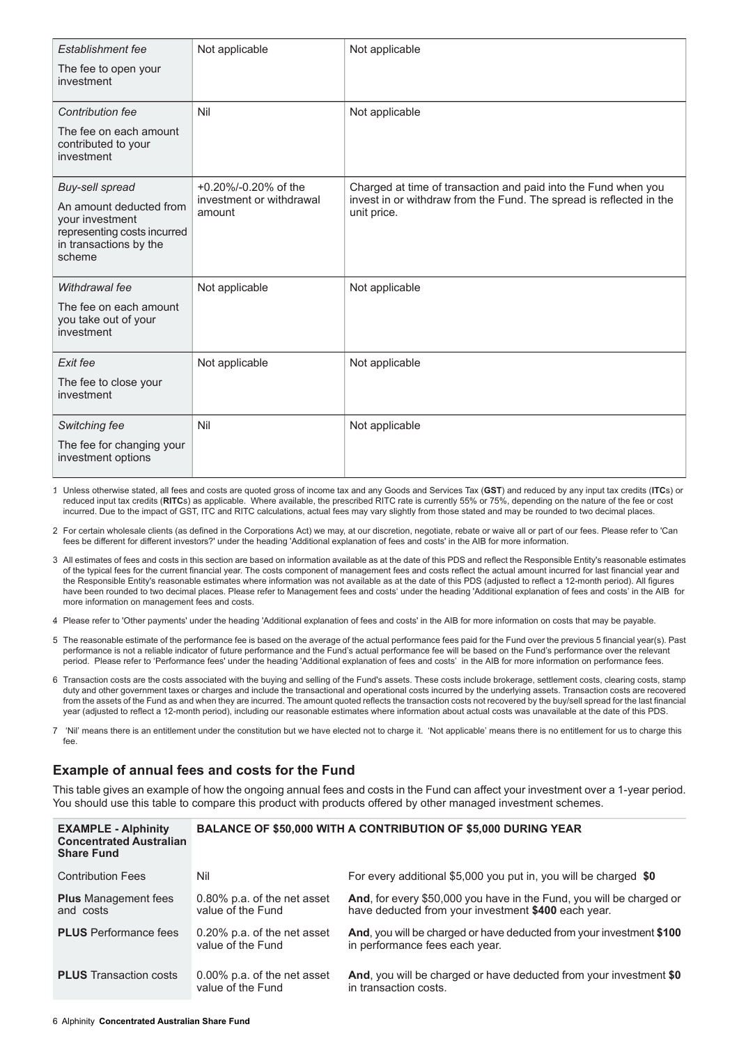| | | |
|---|---|---|
| *Establishment fee*<br><br>The fee to open your investment | Not applicable | Not applicable |
| *Contribution fee*<br><br>The fee on each amount contributed to your investment | Nil | Not applicable |
| *Buy-sell spread*<br><br>An amount deducted from your investment representing costs incurred in transactions by the scheme | +0.20%/-0.20% of the investment or withdrawal amount | Charged at time of transaction and paid into the Fund when you invest in or withdraw from the Fund. The spread is reflected in the unit price. |
| *Withdrawal fee*<br><br>The fee on each amount you take out of your investment | Not applicable | Not applicable |
| *Exit fee*<br><br>The fee to close your investment | Not applicable | Not applicable |
| *Switching fee*<br><br>The fee for changing your investment options | Nil | Not applicable |

1 Unless otherwise stated, all fees and costs are quoted gross of income tax and any Goods and Services Tax (**GST**) and reduced by any input tax credits (**ITC**s) or reduced input tax credits (**RITC**s) as applicable. Where available, the prescribed RITC rate is currently 55% or 75%, depending on the nature of the fee or cost incurred. Due to the impact of GST, ITC and RITC calculations, actual fees may vary slightly from those stated and may be rounded to two decimal places.

2 For certain wholesale clients (as defined in the Corporations Act) we may, at our discretion, negotiate, rebate or waive all or part of our fees. Please refer to 'Can fees be different for different investors?' under the heading 'Additional explanation of fees and costs' in the AIB for more information.

3 All estimates of fees and costs in this section are based on information available as at the date of this PDS and reflect the Responsible Entity's reasonable estimates of the typical fees for the current financial year. The costs component of management fees and costs reflect the actual amount incurred for last financial year and the Responsible Entity's reasonable estimates where information was not available as at the date of this PDS (adjusted to reflect a 12-month period). All figures have been rounded to two decimal places. Please refer to Management fees and costs' under the heading 'Additional explanation of fees and costs' in the AIB for more information on management fees and costs.

4 Please refer to 'Other payments' under the heading 'Additional explanation of fees and costs' in the AIB for more information on costs that may be payable.

5 The reasonable estimate of the performance fee is based on the average of the actual performance fees paid for the Fund over the previous 5 financial year(s). Past performance is not a reliable indicator of future performance and the Fund's actual performance fee will be based on the Fund's performance over the relevant period. Please refer to 'Performance fees' under the heading 'Additional explanation of fees and costs' in the AIB for more information on performance fees.

6 Transaction costs are the costs associated with the buying and selling of the Fund's assets. These costs include brokerage, settlement costs, clearing costs, stamp duty and other government taxes or charges and include the transactional and operational costs incurred by the underlying assets. Transaction costs are recovered from the assets of the Fund as and when they are incurred. The amount quoted reflects the transaction costs not recovered by the buy/sell spread for the last financial year (adjusted to reflect a 12-month period), including our reasonable estimates where information about actual costs was unavailable at the date of this PDS.

7 'Nil' means there is an entitlement under the constitution but we have elected not to charge it. 'Not applicable' means there is no entitlement for us to charge this fee.

## Example of annual fees and costs for the Fund

This table gives an example of how the ongoing annual fees and costs in the Fund can affect your investment over a 1-year period. You should use this table to compare this product with products offered by other managed investment schemes.

| **EXAMPLE - Alphinity Concentrated Australian Share Fund** | **BALANCE OF $50,000 WITH A CONTRIBUTION OF $5,000 DURING YEAR** | |
|---|---|---|
| Contribution Fees | Nil | For every additional $5,000 you put in, you will be charged **$0** |
| **Plus** Management fees and costs | 0.80% p.a. of the net asset value of the Fund | **And**, for every $50,000 you have in the Fund, you will be charged or have deducted from your investment **$400** each year. |
| **PLUS** Performance fees | 0.20% p.a. of the net asset value of the Fund | **And**, you will be charged or have deducted from your investment **$100** in performance fees each year. |
| **PLUS** Transaction costs | 0.00% p.a. of the net asset value of the Fund | **And**, you will be charged or have deducted from your investment **$0** in transaction costs. |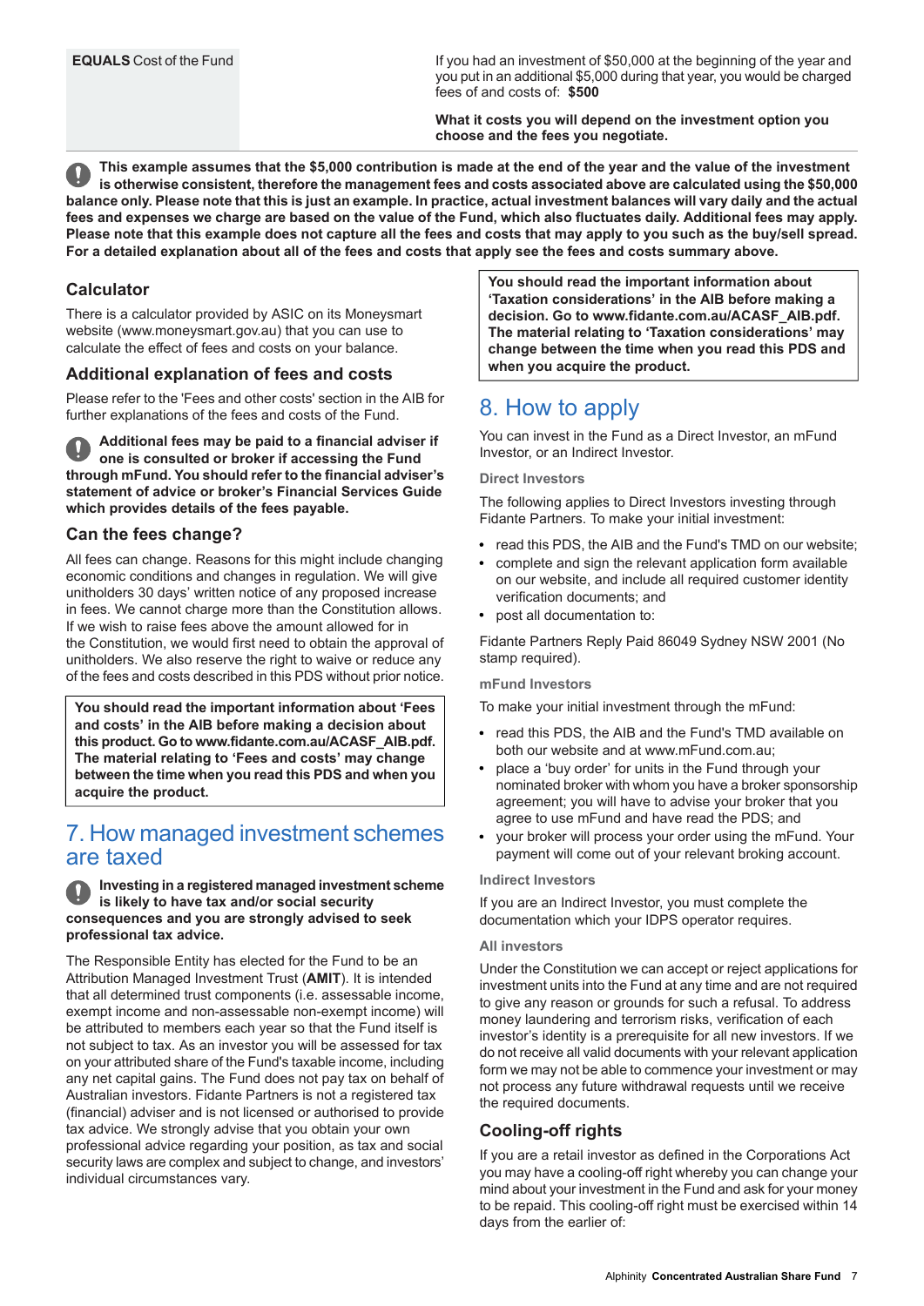| **EQUALS** Cost of the Fund | If you had an investment of $50,000 at the beginning of the year and you put in an additional $5,000 during that year, you would be charged fees of and costs of: **$500**<br><br>**What it costs you will depend on the investment option you choose and the fees you negotiate.** |
|---|---|

**This example assumes that the $5,000 contribution is made at the end of the year and the value of the investment is otherwise consistent, therefore the management fees and costs associated above are calculated using the $50,000 balance only. Please note that this is just an example. In practice, actual investment balances will vary daily and the actual fees and expenses we charge are based on the value of the Fund, which also fluctuates daily. Additional fees may apply. Please note that this example does not capture all the fees and costs that may apply to you such as the buy/sell spread. For a detailed explanation about all of the fees and costs that apply see the fees and costs summary above.**

### Calculator

There is a calculator provided by ASIC on its Moneysmart website (www.moneysmart.gov.au) that you can use to calculate the effect of fees and costs on your balance.

### Additional explanation of fees and costs

Please refer to the 'Fees and other costs' section in the AIB for further explanations of the fees and costs of the Fund.

**Additional fees may be paid to a financial adviser if one is consulted or broker if accessing the Fund through mFund. You should refer to the financial adviser's statement of advice or broker's Financial Services Guide which provides details of the fees payable.**

### Can the fees change?

All fees can change. Reasons for this might include changing economic conditions and changes in regulation. We will give unitholders 30 days' written notice of any proposed increase in fees. We cannot charge more than the Constitution allows. If we wish to raise fees above the amount allowed for in the Constitution, we would first need to obtain the approval of unitholders. We also reserve the right to waive or reduce any of the fees and costs described in this PDS without prior notice.

**You should read the important information about 'Fees and costs' in the AIB before making a decision about this product. Go to www.fidante.com.au/ACASF_AIB.pdf. The material relating to 'Fees and costs' may change between the time when you read this PDS and when you acquire the product.**

## 7. How managed investment schemes are taxed

**Investing in a registered managed investment scheme is likely to have tax and/or social security consequences and you are strongly advised to seek professional tax advice.**

The Responsible Entity has elected for the Fund to be an Attribution Managed Investment Trust (**AMIT**). It is intended that all determined trust components (i.e. assessable income, exempt income and non-assessable non-exempt income) will be attributed to members each year so that the Fund itself is not subject to tax. As an investor you will be assessed for tax on your attributed share of the Fund's taxable income, including any net capital gains. The Fund does not pay tax on behalf of Australian investors. Fidante Partners is not a registered tax (financial) adviser and is not licensed or authorised to provide tax advice. We strongly advise that you obtain your own professional advice regarding your position, as tax and social security laws are complex and subject to change, and investors' individual circumstances vary.

**You should read the important information about 'Taxation considerations' in the AIB before making a decision. Go to www.fidante.com.au/ACASF_AIB.pdf. The material relating to 'Taxation considerations' may change between the time when you read this PDS and when you acquire the product.**

## 8. How to apply

You can invest in the Fund as a Direct Investor, an mFund Investor, or an Indirect Investor.

#### Direct Investors

The following applies to Direct Investors investing through Fidante Partners. To make your initial investment:

- read this PDS, the AIB and the Fund's TMD on our website;
- complete and sign the relevant application form available on our website, and include all required customer identity verification documents; and
- post all documentation to:

Fidante Partners Reply Paid 86049 Sydney NSW 2001 (No stamp required).

#### mFund Investors

To make your initial investment through the mFund:

- read this PDS, the AIB and the Fund's TMD available on both our website and at www.mFund.com.au;
- place a 'buy order' for units in the Fund through your nominated broker with whom you have a broker sponsorship agreement; you will have to advise your broker that you agree to use mFund and have read the PDS; and
- your broker will process your order using the mFund. Your payment will come out of your relevant broking account.

#### Indirect Investors

If you are an Indirect Investor, you must complete the documentation which your IDPS operator requires.

#### All investors

Under the Constitution we can accept or reject applications for investment units into the Fund at any time and are not required to give any reason or grounds for such a refusal. To address money laundering and terrorism risks, verification of each investor's identity is a prerequisite for all new investors. If we do not receive all valid documents with your relevant application form we may not be able to commence your investment or may not process any future withdrawal requests until we receive the required documents.

### Cooling-off rights

If you are a retail investor as defined in the Corporations Act you may have a cooling-off right whereby you can change your mind about your investment in the Fund and ask for your money to be repaid. This cooling-off right must be exercised within 14 days from the earlier of: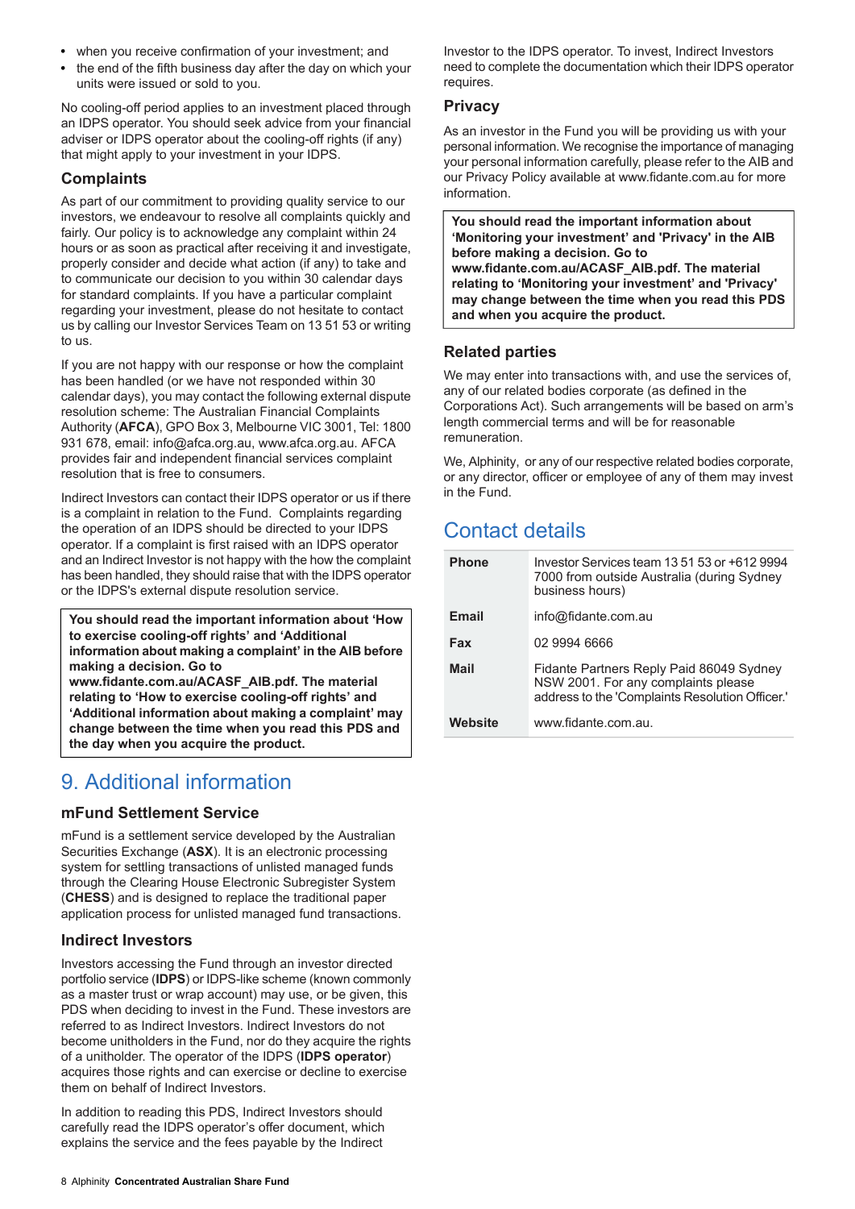- when you receive confirmation of your investment; and
- the end of the fifth business day after the day on which your units were issued or sold to you.

No cooling-off period applies to an investment placed through an IDPS operator. You should seek advice from your financial adviser or IDPS operator about the cooling-off rights (if any) that might apply to your investment in your IDPS.

### Complaints

As part of our commitment to providing quality service to our investors, we endeavour to resolve all complaints quickly and fairly. Our policy is to acknowledge any complaint within 24 hours or as soon as practical after receiving it and investigate, properly consider and decide what action (if any) to take and to communicate our decision to you within 30 calendar days for standard complaints. If you have a particular complaint regarding your investment, please do not hesitate to contact us by calling our Investor Services Team on 13 51 53 or writing to us.

If you are not happy with our response or how the complaint has been handled (or we have not responded within 30 calendar days), you may contact the following external dispute resolution scheme: The Australian Financial Complaints Authority (**AFCA**), GPO Box 3, Melbourne VIC 3001, Tel: 1800 931 678, email: info@afca.org.au, www.afca.org.au. AFCA provides fair and independent financial services complaint resolution that is free to consumers.

Indirect Investors can contact their IDPS operator or us if there is a complaint in relation to the Fund. Complaints regarding the operation of an IDPS should be directed to your IDPS operator. If a complaint is first raised with an IDPS operator and an Indirect Investor is not happy with the how the complaint has been handled, they should raise that with the IDPS operator or the IDPS's external dispute resolution service.

**You should read the important information about 'How to exercise cooling-off rights' and 'Additional information about making a complaint' in the AIB before making a decision. Go to www.fidante.com.au/ACASF_AIB.pdf. The material relating to 'How to exercise cooling-off rights' and 'Additional information about making a complaint' may change between the time when you read this PDS and the day when you acquire the product.**

## 9. Additional information

### mFund Settlement Service

mFund is a settlement service developed by the Australian Securities Exchange (**ASX**). It is an electronic processing system for settling transactions of unlisted managed funds through the Clearing House Electronic Subregister System (**CHESS**) and is designed to replace the traditional paper application process for unlisted managed fund transactions.

### Indirect Investors

Investors accessing the Fund through an investor directed portfolio service (**IDPS**) or IDPS-like scheme (known commonly as a master trust or wrap account) may use, or be given, this PDS when deciding to invest in the Fund. These investors are referred to as Indirect Investors. Indirect Investors do not become unitholders in the Fund, nor do they acquire the rights of a unitholder. The operator of the IDPS (**IDPS operator**) acquires those rights and can exercise or decline to exercise them on behalf of Indirect Investors.

In addition to reading this PDS, Indirect Investors should carefully read the IDPS operator's offer document, which explains the service and the fees payable by the Indirect Investor to the IDPS operator. To invest, Indirect Investors need to complete the documentation which their IDPS operator requires.

### Privacy

As an investor in the Fund you will be providing us with your personal information. We recognise the importance of managing your personal information carefully, please refer to the AIB and our Privacy Policy available at www.fidante.com.au for more information.

**You should read the important information about 'Monitoring your investment' and 'Privacy' in the AIB before making a decision. Go to www.fidante.com.au/ACASF_AIB.pdf. The material relating to 'Monitoring your investment' and 'Privacy' may change between the time when you read this PDS and when you acquire the product.**

### Related parties

We may enter into transactions with, and use the services of, any of our related bodies corporate (as defined in the Corporations Act). Such arrangements will be based on arm's length commercial terms and will be for reasonable remuneration.

We, Alphinity, or any of our respective related bodies corporate, or any director, officer or employee of any of them may invest in the Fund.

## Contact details

| | |
|---|---|
| **Phone** | Investor Services team 13 51 53 or +612 9994 7000 from outside Australia (during Sydney business hours) |
| **Email** | info@fidante.com.au |
| **Fax** | 02 9994 6666 |
| **Mail** | Fidante Partners Reply Paid 86049 Sydney NSW 2001. For any complaints please address to the 'Complaints Resolution Officer.' |
| **Website** | www.fidante.com.au. |